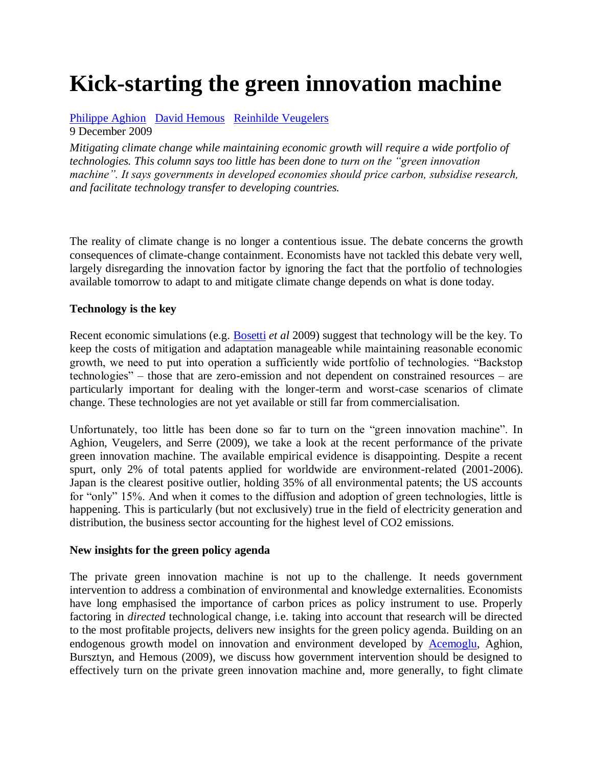# Kick-starting the green innovation machine

[Philippe Aghion](#) [David Hemous](#) [Reinhilde Veugelers](#)

9 December 2009

*Mitigating climate change while maintaining economic growth will require a wide portfolio of technologies. This column says too little has been done to turn on the "green innovation machine". It says governments in developed economies should price carbon, subsidise research, and facilitate technology transfer to developing countries.*

The reality of climate change is no longer a contentious issue. The debate concerns the growth consequences of climate-change containment. Economists have not tackled this debate very well, largely disregarding the innovation factor by ignoring the fact that the portfolio of technologies available tomorrow to adapt to and mitigate climate change depends on what is done today.

**Technology is the key**

Recent economic simulations (e.g. [Bosetti](#) *et al* 2009) suggest that technology will be the key. To keep the costs of mitigation and adaptation manageable while maintaining reasonable economic growth, we need to put into operation a sufficiently wide portfolio of technologies. "Backstop technologies" – those that are zero-emission and not dependent on constrained resources – are particularly important for dealing with the longer-term and worst-case scenarios of climate change. These technologies are not yet available or still far from commercialisation.

Unfortunately, too little has been done so far to turn on the "green innovation machine". In Aghion, Veugelers, and Serre (2009), we take a look at the recent performance of the private green innovation machine. The available empirical evidence is disappointing. Despite a recent spurt, only 2% of total patents applied for worldwide are environment-related (2001-2006). Japan is the clearest positive outlier, holding 35% of all environmental patents; the US accounts for "only" 15%. And when it comes to the diffusion and adoption of green technologies, little is happening. This is particularly (but not exclusively) true in the field of electricity generation and distribution, the business sector accounting for the highest level of $CO_2$ emissions.

**New insights for the green policy agenda**

The private green innovation machine is not up to the challenge. It needs government intervention to address a combination of environmental and knowledge externalities. Economists have long emphasised the importance of carbon prices as policy instrument to use. Properly factoring in *directed* technological change, i.e. taking into account that research will be directed to the most profitable projects, delivers new insights for the green policy agenda. Building on an endogenous growth model on innovation and environment developed by [Acemoglu](#), Aghion, Bursztyn, and Hemous (2009), we discuss how government intervention should be designed to effectively turn on the private green innovation machine and, more generally, to fight climate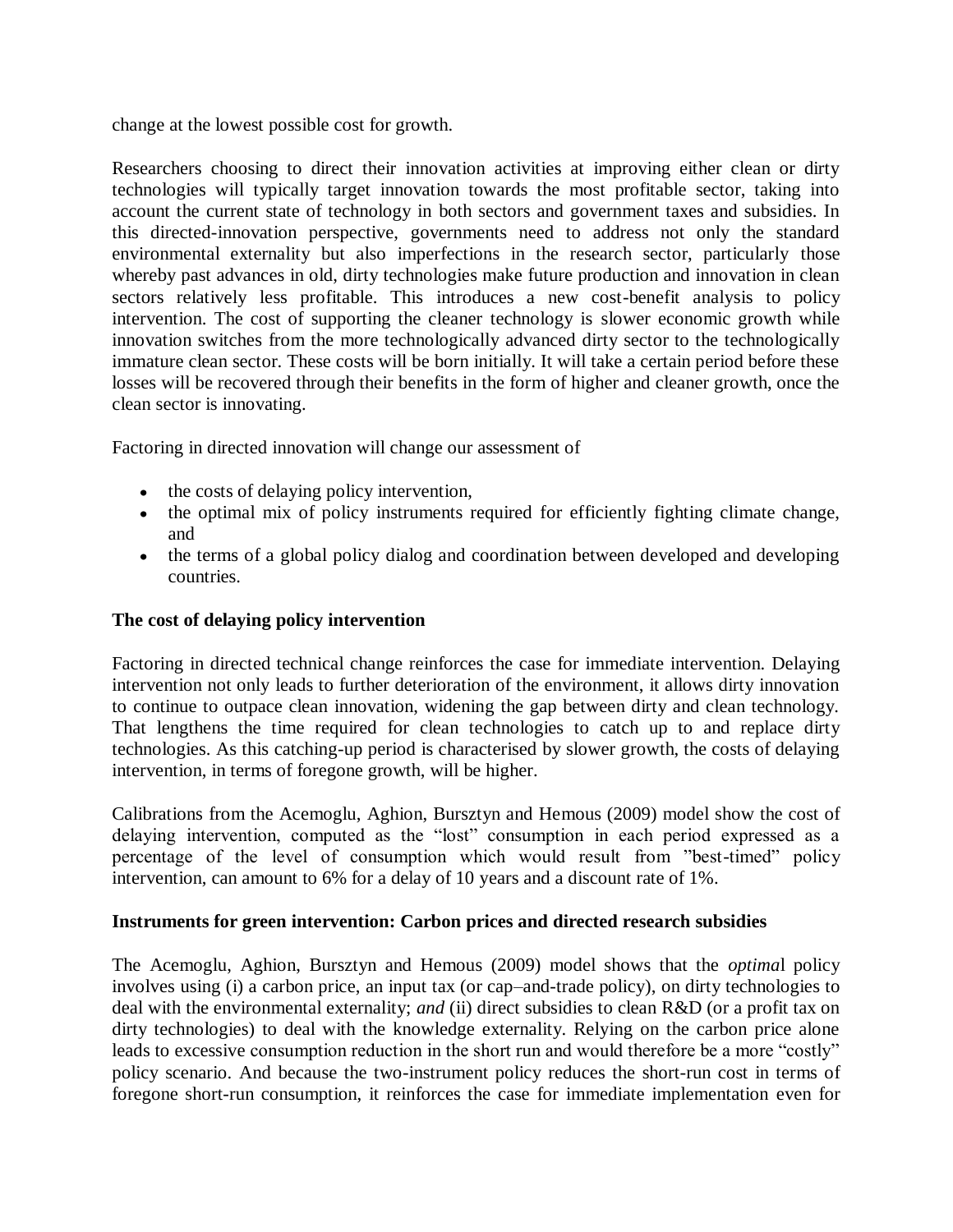change at the lowest possible cost for growth.

Researchers choosing to direct their innovation activities at improving either clean or dirty technologies will typically target innovation towards the most profitable sector, taking into account the current state of technology in both sectors and government taxes and subsidies. In this directed-innovation perspective, governments need to address not only the standard environmental externality but also imperfections in the research sector, particularly those whereby past advances in old, dirty technologies make future production and innovation in clean sectors relatively less profitable. This introduces a new cost-benefit analysis to policy intervention. The cost of supporting the cleaner technology is slower economic growth while innovation switches from the more technologically advanced dirty sector to the technologically immature clean sector. These costs will be born initially. It will take a certain period before these losses will be recovered through their benefits in the form of higher and cleaner growth, once the clean sector is innovating.

Factoring in directed innovation will change our assessment of

- the costs of delaying policy intervention,
- the optimal mix of policy instruments required for efficiently fighting climate change, and
- the terms of a global policy dialog and coordination between developed and developing countries.

**The cost of delaying policy intervention**

Factoring in directed technical change reinforces the case for immediate intervention. Delaying intervention not only leads to further deterioration of the environment, it allows dirty innovation to continue to outpace clean innovation, widening the gap between dirty and clean technology. That lengthens the time required for clean technologies to catch up to and replace dirty technologies. As this catching-up period is characterised by slower growth, the costs of delaying intervention, in terms of foregone growth, will be higher.

Calibrations from the Acemoglu, Aghion, Bursztyn and Hemous (2009) model show the cost of delaying intervention, computed as the "lost" consumption in each period expressed as a percentage of the level of consumption which would result from "best-timed" policy intervention, can amount to 6% for a delay of 10 years and a discount rate of 1%.

**Instruments for green intervention: Carbon prices and directed research subsidies**

The Acemoglu, Aghion, Bursztyn and Hemous (2009) model shows that the *optima*l policy involves using (i) a carbon price, an input tax (or cap–and-trade policy), on dirty technologies to deal with the environmental externality; *and* (ii) direct subsidies to clean R&D (or a profit tax on dirty technologies) to deal with the knowledge externality. Relying on the carbon price alone leads to excessive consumption reduction in the short run and would therefore be a more "costly" policy scenario. And because the two-instrument policy reduces the short-run cost in terms of foregone short-run consumption, it reinforces the case for immediate implementation even for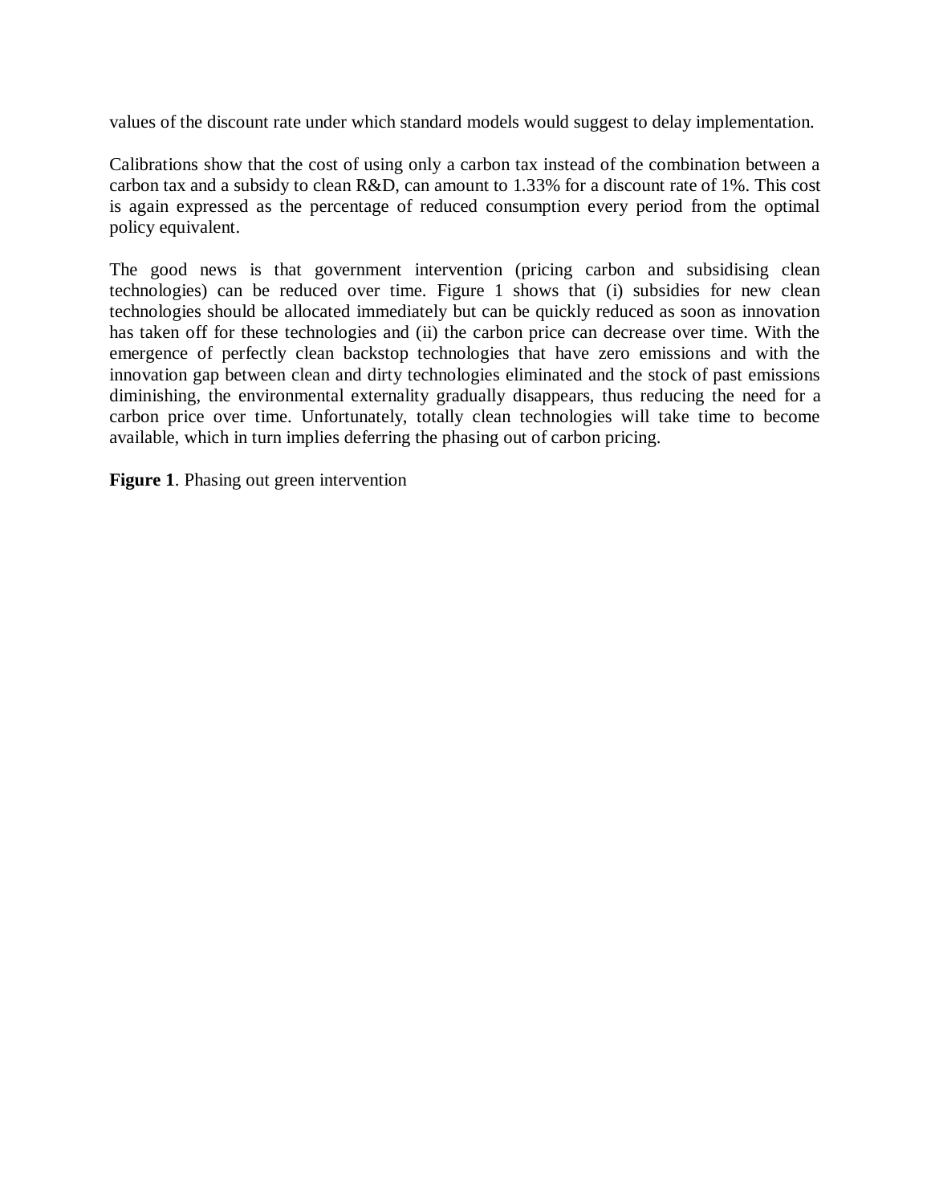values of the discount rate under which standard models would suggest to delay implementation.

Calibrations show that the cost of using only a carbon tax instead of the combination between a carbon tax and a subsidy to clean R&D, can amount to 1.33% for a discount rate of 1%. This cost is again expressed as the percentage of reduced consumption every period from the optimal policy equivalent.

The good news is that government intervention (pricing carbon and subsidising clean technologies) can be reduced over time. Figure 1 shows that (i) subsidies for new clean technologies should be allocated immediately but can be quickly reduced as soon as innovation has taken off for these technologies and (ii) the carbon price can decrease over time. With the emergence of perfectly clean backstop technologies that have zero emissions and with the innovation gap between clean and dirty technologies eliminated and the stock of past emissions diminishing, the environmental externality gradually disappears, thus reducing the need for a carbon price over time. Unfortunately, totally clean technologies will take time to become available, which in turn implies deferring the phasing out of carbon pricing.

**Figure 1**. Phasing out green intervention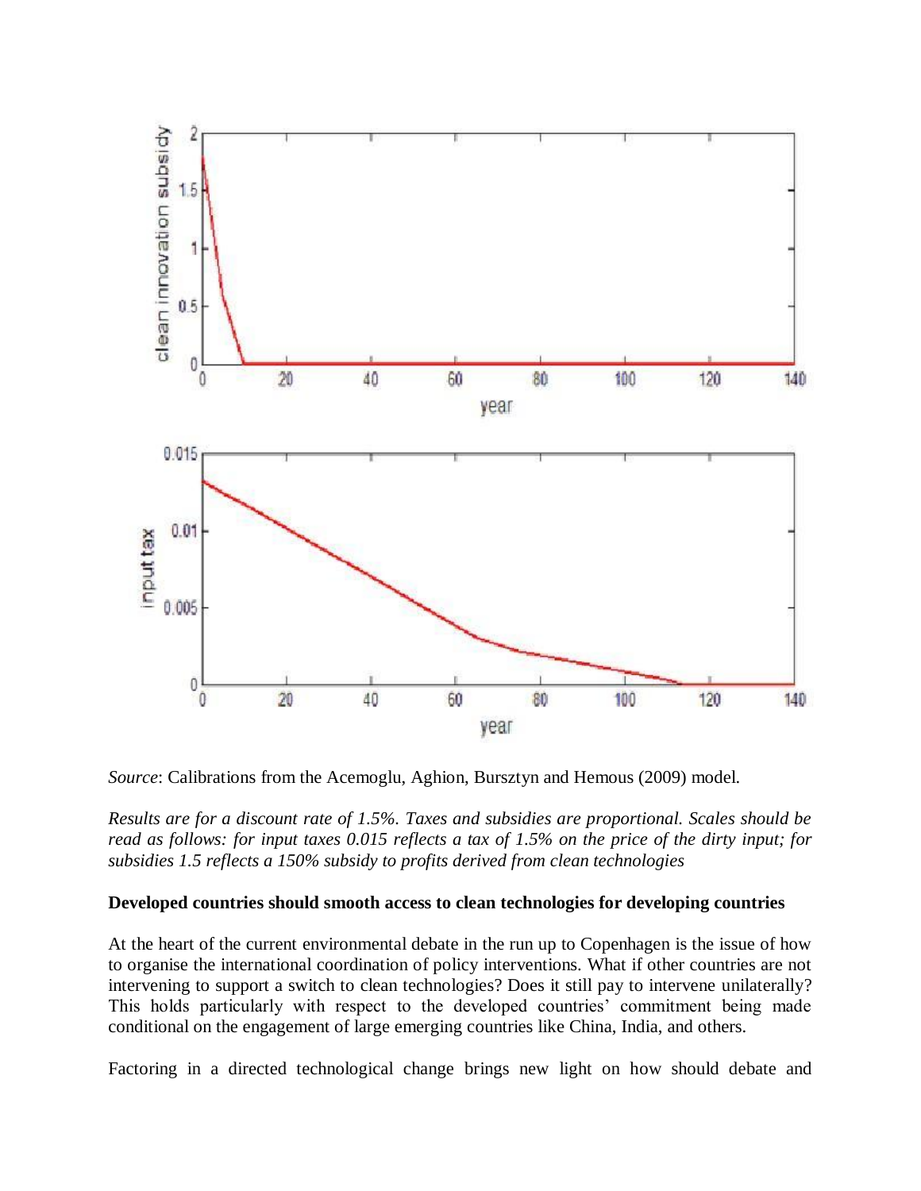*Source*: Calibrations from the Acemoglu, Aghion, Bursztyn and Hemous (2009) model.

*Results are for a discount rate of 1.5%. Taxes and subsidies are proportional. Scales should be read as follows: for input taxes 0.015 reflects a tax of 1.5% on the price of the dirty input; for subsidies 1.5 reflects a 150% subsidy to profits derived from clean technologies*

**Developed countries should smooth access to clean technologies for developing countries**

At the heart of the current environmental debate in the run up to Copenhagen is the issue of how to organise the international coordination of policy interventions. What if other countries are not intervening to support a switch to clean technologies? Does it still pay to intervene unilaterally? This holds particularly with respect to the developed countries' commitment being made conditional on the engagement of large emerging countries like China, India, and others.

Factoring in a directed technological change brings new light on how should debate and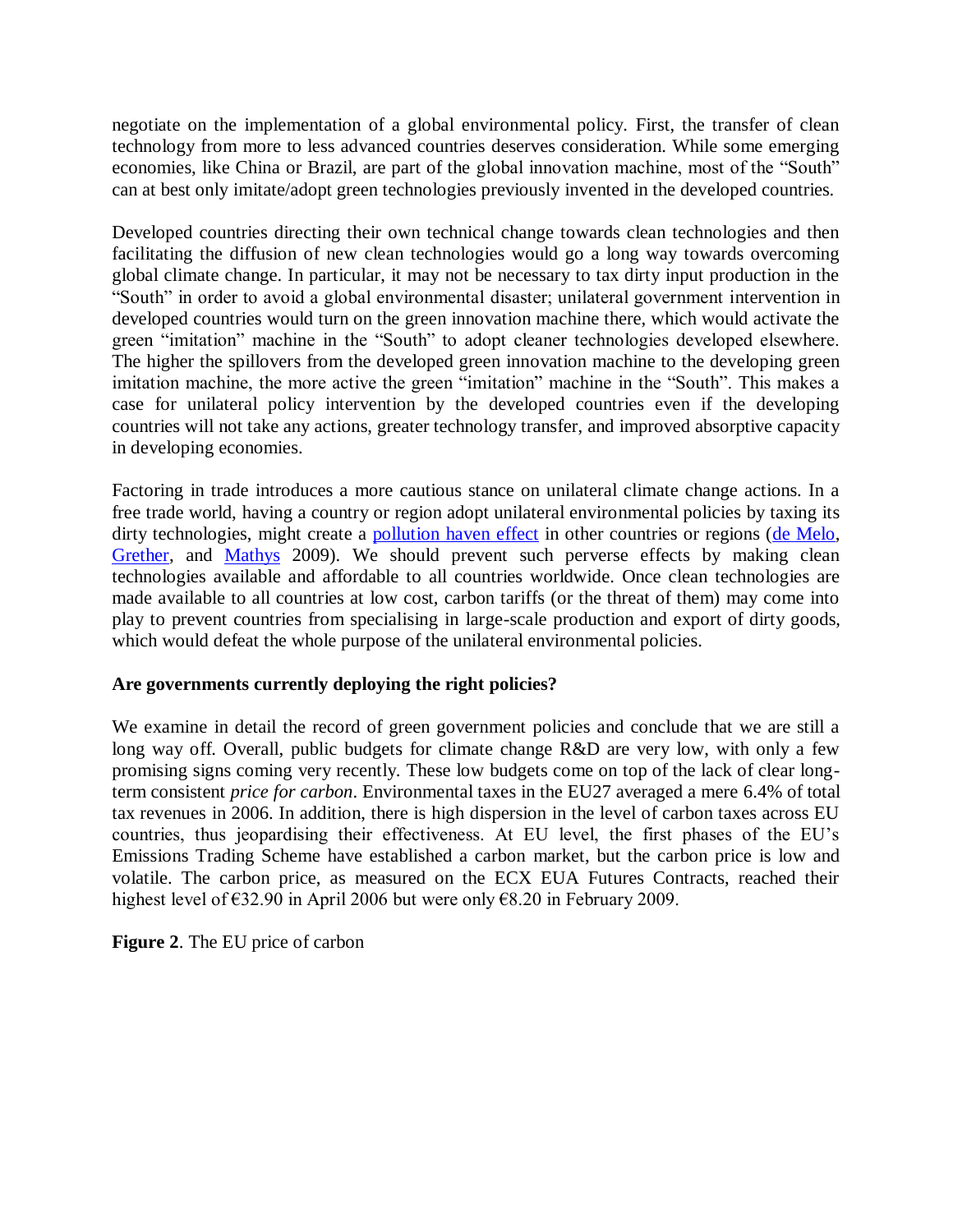negotiate on the implementation of a global environmental policy. First, the transfer of clean technology from more to less advanced countries deserves consideration. While some emerging economies, like China or Brazil, are part of the global innovation machine, most of the "South" can at best only imitate/adopt green technologies previously invented in the developed countries.

Developed countries directing their own technical change towards clean technologies and then facilitating the diffusion of new clean technologies would go a long way towards overcoming global climate change. In particular, it may not be necessary to tax dirty input production in the "South" in order to avoid a global environmental disaster; unilateral government intervention in developed countries would turn on the green innovation machine there, which would activate the green "imitation" machine in the "South" to adopt cleaner technologies developed elsewhere. The higher the spillovers from the developed green innovation machine to the developing green imitation machine, the more active the green "imitation" machine in the "South". This makes a case for unilateral policy intervention by the developed countries even if the developing countries will not take any actions, greater technology transfer, and improved absorptive capacity in developing economies.

Factoring in trade introduces a more cautious stance on unilateral climate change actions. In a free trade world, having a country or region adopt unilateral environmental policies by taxing its dirty technologies, might create a pollution haven effect in other countries or regions (de Melo, Grether, and Mathys 2009). We should prevent such perverse effects by making clean technologies available and affordable to all countries worldwide. Once clean technologies are made available to all countries at low cost, carbon tariffs (or the threat of them) may come into play to prevent countries from specialising in large-scale production and export of dirty goods, which would defeat the whole purpose of the unilateral environmental policies.

**Are governments currently deploying the right policies?**

We examine in detail the record of green government policies and conclude that we are still a long way off. Overall, public budgets for climate change R&D are very low, with only a few promising signs coming very recently. These low budgets come on top of the lack of clear long-term consistent *price for carbon*. Environmental taxes in the EU27 averaged a mere 6.4% of total tax revenues in 2006. In addition, there is high dispersion in the level of carbon taxes across EU countries, thus jeopardising their effectiveness. At EU level, the first phases of the EU's Emissions Trading Scheme have established a carbon market, but the carbon price is low and volatile. The carbon price, as measured on the ECX EUA Futures Contracts, reached their highest level of €32.90 in April 2006 but were only €8.20 in February 2009.

**Figure 2**. The EU price of carbon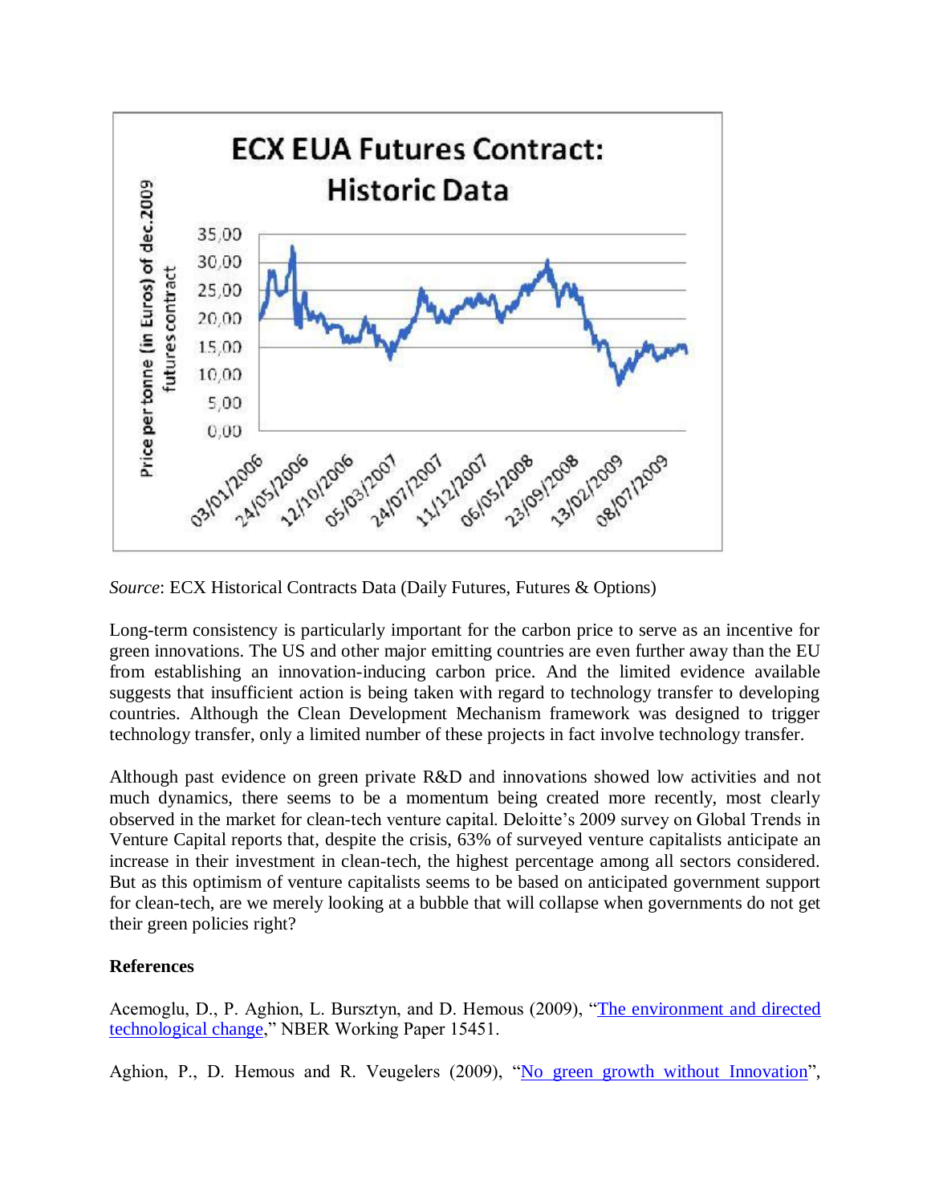*Source*: ECX Historical Contracts Data (Daily Futures, Futures & Options)

Long-term consistency is particularly important for the carbon price to serve as an incentive for green innovations. The US and other major emitting countries are even further away than the EU from establishing an innovation-inducing carbon price. And the limited evidence available suggests that insufficient action is being taken with regard to technology transfer to developing countries. Although the Clean Development Mechanism framework was designed to trigger technology transfer, only a limited number of these projects in fact involve technology transfer.

Although past evidence on green private R&D and innovations showed low activities and not much dynamics, there seems to be a momentum being created more recently, most clearly observed in the market for clean-tech venture capital. Deloitte's 2009 survey on Global Trends in Venture Capital reports that, despite the crisis, 63% of surveyed venture capitalists anticipate an increase in their investment in clean-tech, the highest percentage among all sectors considered. But as this optimism of venture capitalists seems to be based on anticipated government support for clean-tech, are we merely looking at a bubble that will collapse when governments do not get their green policies right?

**References**

Acemoglu, D., P. Aghion, L. Bursztyn, and D. Hemous (2009), "The environment and directed technological change," NBER Working Paper 15451.

Aghion, P., D. Hemous and R. Veugelers (2009), "No green growth without Innovation",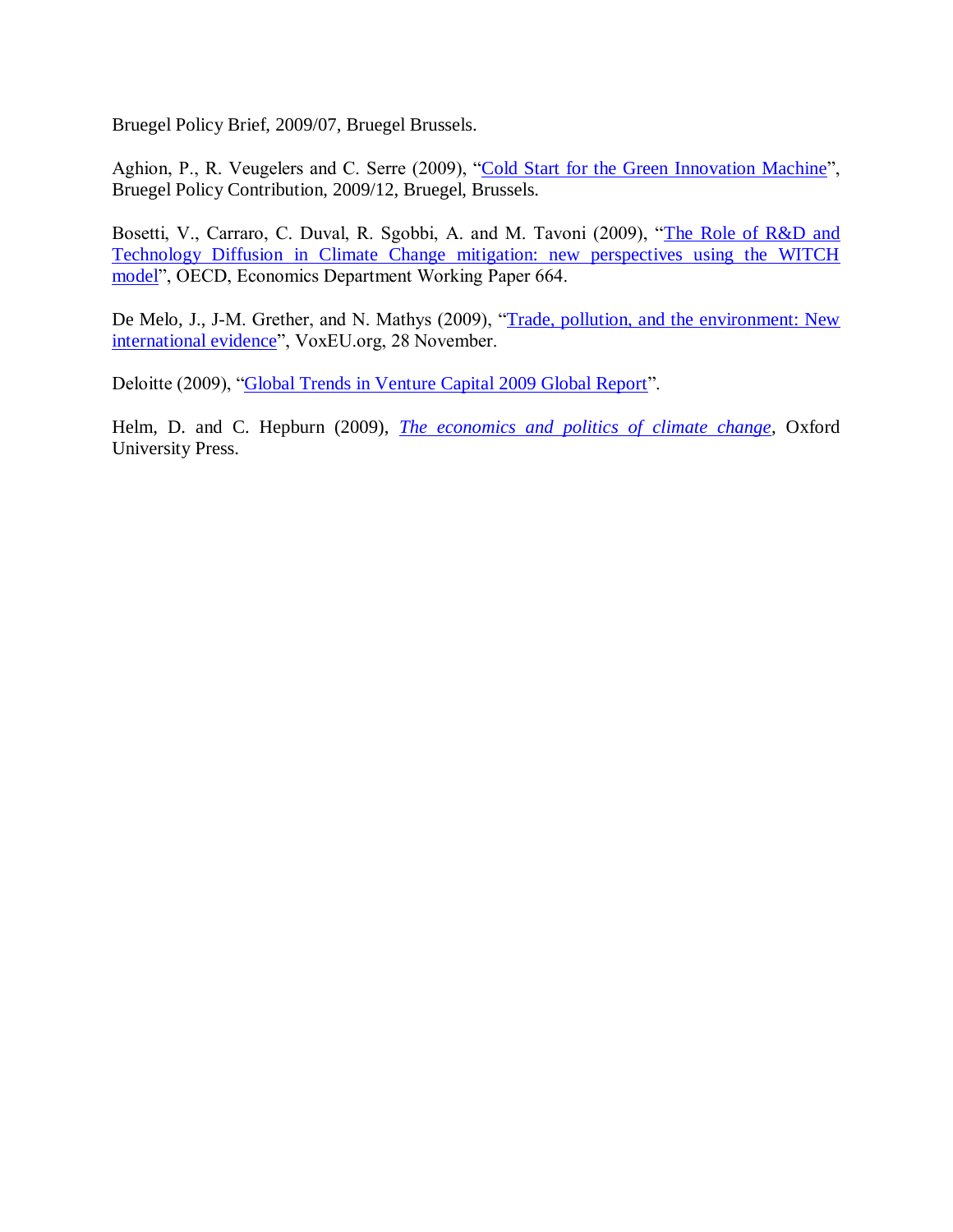Bruegel Policy Brief, 2009/07, Bruegel Brussels.

Aghion, P., R. Veugelers and C. Serre (2009), "Cold Start for the Green Innovation Machine", Bruegel Policy Contribution, 2009/12, Bruegel, Brussels.

Bosetti, V., Carraro, C. Duval, R. Sgobbi, A. and M. Tavoni (2009), "The Role of R&D and Technology Diffusion in Climate Change mitigation: new perspectives using the WITCH model", OECD, Economics Department Working Paper 664.

De Melo, J., J-M. Grether, and N. Mathys (2009), "Trade, pollution, and the environment: New international evidence", VoxEU.org, 28 November.

Deloitte (2009), "Global Trends in Venture Capital 2009 Global Report".

Helm, D. and C. Hepburn (2009), *The economics and politics of climate change*, Oxford University Press.